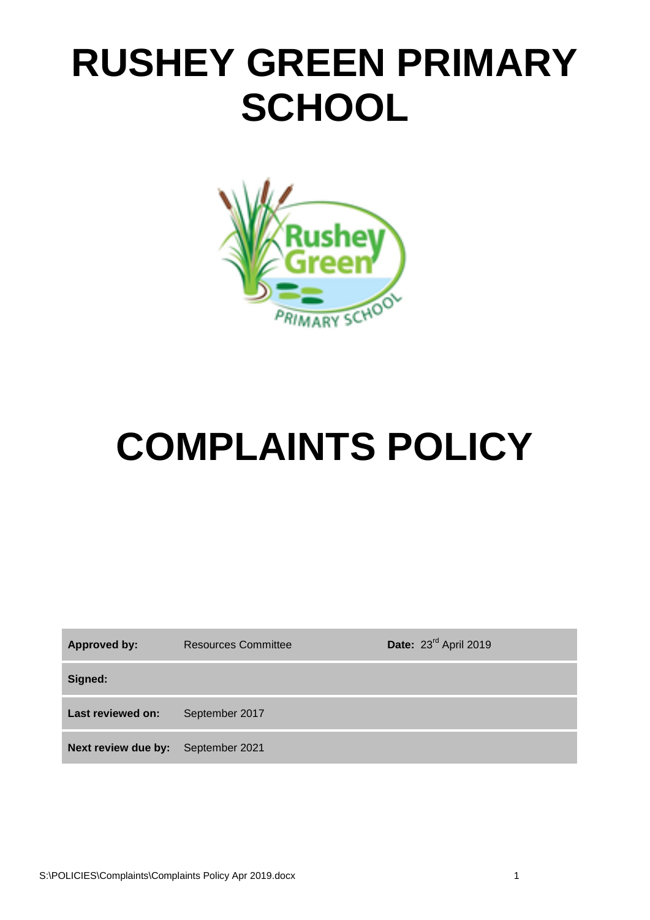# RUSHEY GREEN PRIMARY SCHOOL

# COMPLAINTS POLICY

| | | |
|---|---|---|
| **Approved by:** | Resources Committee | **Date:** 23rd April 2019 |
| **Signed:** | | |
| **Last reviewed on:** | September 2017 | |
| **Next review due by:** | September 2021 | |

S:\POLICIES\Complaints\Complaints Policy Apr 2019.docx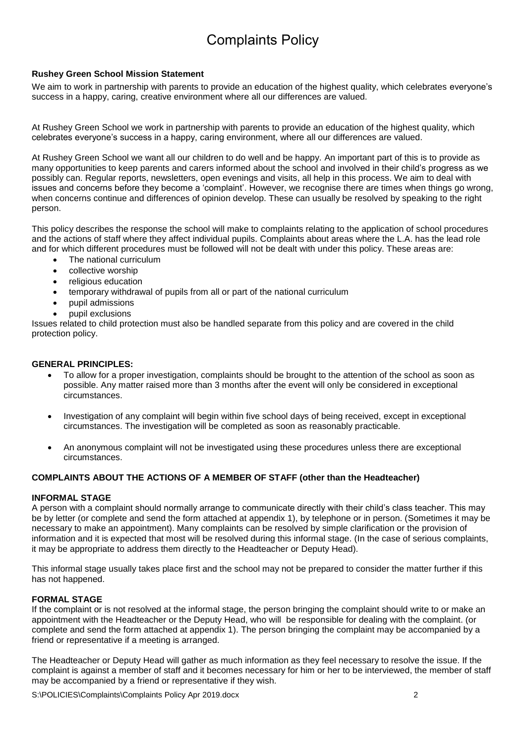# Complaints Policy

**Rushey Green School Mission Statement**

We aim to work in partnership with parents to provide an education of the highest quality, which celebrates everyone's success in a happy, caring, creative environment where all our differences are valued.

At Rushey Green School we work in partnership with parents to provide an education of the highest quality, which celebrates everyone's success in a happy, caring environment, where all our differences are valued.

At Rushey Green School we want all our children to do well and be happy. An important part of this is to provide as many opportunities to keep parents and carers informed about the school and involved in their child's progress as we possibly can. Regular reports, newsletters, open evenings and visits, all help in this process. We aim to deal with issues and concerns before they become a 'complaint'. However, we recognise there are times when things go wrong, when concerns continue and differences of opinion develop. These can usually be resolved by speaking to the right person.

This policy describes the response the school will make to complaints relating to the application of school procedures and the actions of staff where they affect individual pupils. Complaints about areas where the L.A. has the lead role and for which different procedures must be followed will not be dealt with under this policy. These areas are:

- The national curriculum
- collective worship
- religious education
- temporary withdrawal of pupils from all or part of the national curriculum
- pupil admissions
- pupil exclusions

Issues related to child protection must also be handled separate from this policy and are covered in the child protection policy.

**GENERAL PRINCIPLES:**

- To allow for a proper investigation, complaints should be brought to the attention of the school as soon as possible. Any matter raised more than 3 months after the event will only be considered in exceptional circumstances.
- Investigation of any complaint will begin within five school days of being received, except in exceptional circumstances. The investigation will be completed as soon as reasonably practicable.
- An anonymous complaint will not be investigated using these procedures unless there are exceptional circumstances.

**COMPLAINTS ABOUT THE ACTIONS OF A MEMBER OF STAFF (other than the Headteacher)**

**INFORMAL STAGE**

A person with a complaint should normally arrange to communicate directly with their child's class teacher. This may be by letter (or complete and send the form attached at appendix 1), by telephone or in person. (Sometimes it may be necessary to make an appointment). Many complaints can be resolved by simple clarification or the provision of information and it is expected that most will be resolved during this informal stage. (In the case of serious complaints, it may be appropriate to address them directly to the Headteacher or Deputy Head).

This informal stage usually takes place first and the school may not be prepared to consider the matter further if this has not happened.

**FORMAL STAGE**

If the complaint or is not resolved at the informal stage, the person bringing the complaint should write to or make an appointment with the Headteacher or the Deputy Head, who will be responsible for dealing with the complaint. (or complete and send the form attached at appendix 1). The person bringing the complaint may be accompanied by a friend or representative if a meeting is arranged.

The Headteacher or Deputy Head will gather as much information as they feel necessary to resolve the issue. If the complaint is against a member of staff and it becomes necessary for him or her to be interviewed, the member of staff may be accompanied by a friend or representative if they wish.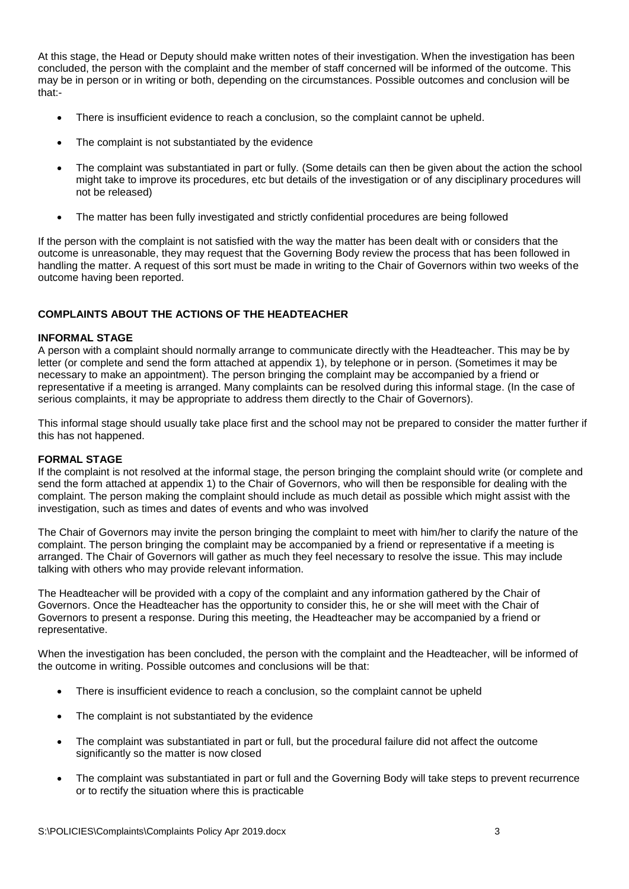At this stage, the Head or Deputy should make written notes of their investigation. When the investigation has been concluded, the person with the complaint and the member of staff concerned will be informed of the outcome. This may be in person or in writing or both, depending on the circumstances. Possible outcomes and conclusion will be that:-

- There is insufficient evidence to reach a conclusion, so the complaint cannot be upheld.
- The complaint is not substantiated by the evidence
- The complaint was substantiated in part or fully. (Some details can then be given about the action the school might take to improve its procedures, etc but details of the investigation or of any disciplinary procedures will not be released)
- The matter has been fully investigated and strictly confidential procedures are being followed

If the person with the complaint is not satisfied with the way the matter has been dealt with or considers that the outcome is unreasonable, they may request that the Governing Body review the process that has been followed in handling the matter. A request of this sort must be made in writing to the Chair of Governors within two weeks of the outcome having been reported.

## COMPLAINTS ABOUT THE ACTIONS OF THE HEADTEACHER

### INFORMAL STAGE

A person with a complaint should normally arrange to communicate directly with the Headteacher. This may be by letter (or complete and send the form attached at appendix 1), by telephone or in person. (Sometimes it may be necessary to make an appointment). The person bringing the complaint may be accompanied by a friend or representative if a meeting is arranged. Many complaints can be resolved during this informal stage. (In the case of serious complaints, it may be appropriate to address them directly to the Chair of Governors).

This informal stage should usually take place first and the school may not be prepared to consider the matter further if this has not happened.

### FORMAL STAGE

If the complaint is not resolved at the informal stage, the person bringing the complaint should write (or complete and send the form attached at appendix 1) to the Chair of Governors, who will then be responsible for dealing with the complaint. The person making the complaint should include as much detail as possible which might assist with the investigation, such as times and dates of events and who was involved

The Chair of Governors may invite the person bringing the complaint to meet with him/her to clarify the nature of the complaint. The person bringing the complaint may be accompanied by a friend or representative if a meeting is arranged. The Chair of Governors will gather as much they feel necessary to resolve the issue. This may include talking with others who may provide relevant information.

The Headteacher will be provided with a copy of the complaint and any information gathered by the Chair of Governors. Once the Headteacher has the opportunity to consider this, he or she will meet with the Chair of Governors to present a response. During this meeting, the Headteacher may be accompanied by a friend or representative.

When the investigation has been concluded, the person with the complaint and the Headteacher, will be informed of the outcome in writing. Possible outcomes and conclusions will be that:

- There is insufficient evidence to reach a conclusion, so the complaint cannot be upheld
- The complaint is not substantiated by the evidence
- The complaint was substantiated in part or full, but the procedural failure did not affect the outcome significantly so the matter is now closed
- The complaint was substantiated in part or full and the Governing Body will take steps to prevent recurrence or to rectify the situation where this is practicable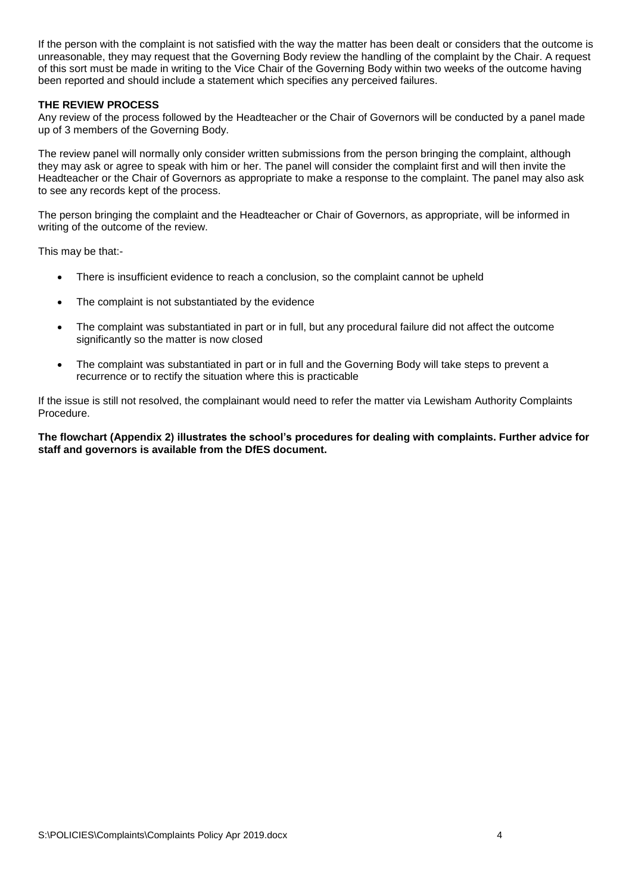If the person with the complaint is not satisfied with the way the matter has been dealt or considers that the outcome is unreasonable, they may request that the Governing Body review the handling of the complaint by the Chair. A request of this sort must be made in writing to the Vice Chair of the Governing Body within two weeks of the outcome having been reported and should include a statement which specifies any perceived failures.

**THE REVIEW PROCESS**

Any review of the process followed by the Headteacher or the Chair of Governors will be conducted by a panel made up of 3 members of the Governing Body.

The review panel will normally only consider written submissions from the person bringing the complaint, although they may ask or agree to speak with him or her. The panel will consider the complaint first and will then invite the Headteacher or the Chair of Governors as appropriate to make a response to the complaint. The panel may also ask to see any records kept of the process.

The person bringing the complaint and the Headteacher or Chair of Governors, as appropriate, will be informed in writing of the outcome of the review.

This may be that:-

- There is insufficient evidence to reach a conclusion, so the complaint cannot be upheld
- The complaint is not substantiated by the evidence
- The complaint was substantiated in part or in full, but any procedural failure did not affect the outcome significantly so the matter is now closed
- The complaint was substantiated in part or in full and the Governing Body will take steps to prevent a recurrence or to rectify the situation where this is practicable

If the issue is still not resolved, the complainant would need to refer the matter via Lewisham Authority Complaints Procedure.

**The flowchart (Appendix 2) illustrates the school's procedures for dealing with complaints. Further advice for staff and governors is available from the DfES document.**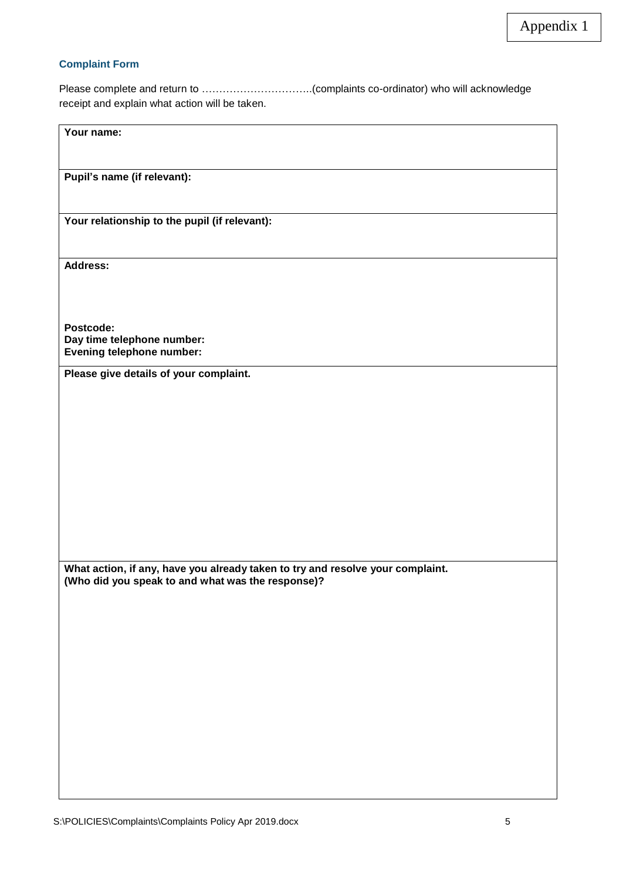Appendix 1

### Complaint Form

Please complete and return to …………………………..(complaints co-ordinator) who will acknowledge receipt and explain what action will be taken.

| **Your name:** |
|---|
| **Pupil's name (if relevant):** |
| **Your relationship to the pupil (if relevant):** |
| **Address:**<br><br>**Postcode:**<br>**Day time telephone number:**<br>**Evening telephone number:** |
| **Please give details of your complaint.** |
| **What action, if any, have you already taken to try and resolve your complaint. (Who did you speak to and what was the response)?** |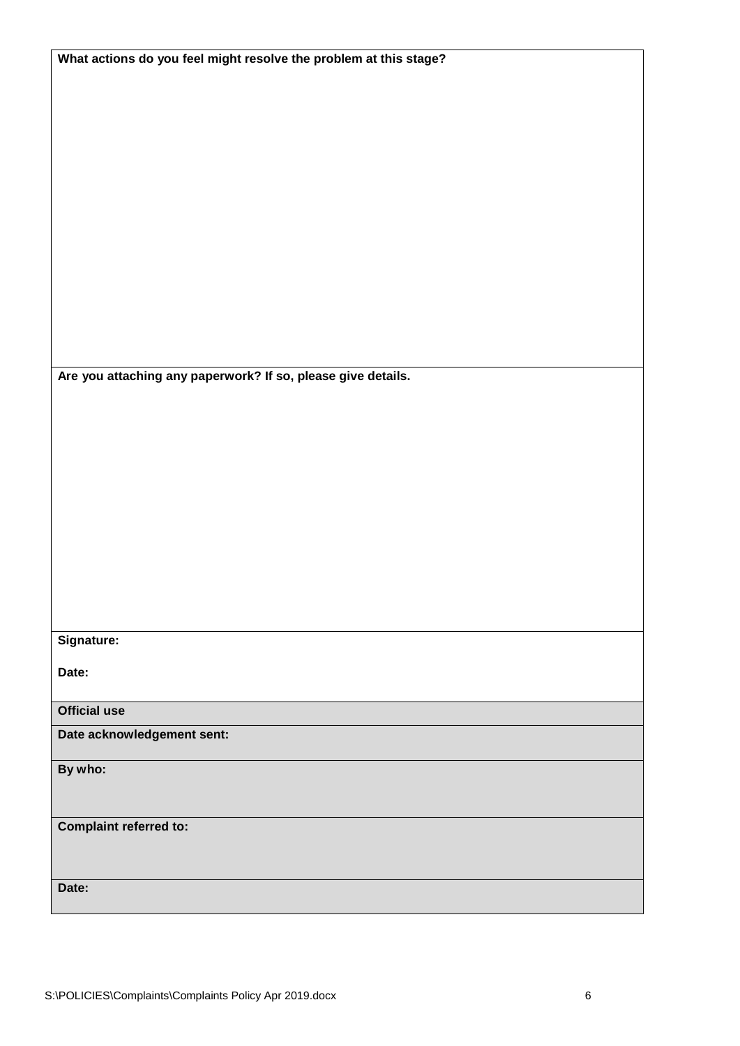| **What actions do you feel might resolve the problem at this stage?** |
|---|
| **Are you attaching any paperwork? If so, please give details.** |
| **Signature:**<br><br>**Date:** |
| **Official use** |
| **Date acknowledgement sent:** |
| **By who:** |
| **Complaint referred to:** |
| **Date:** |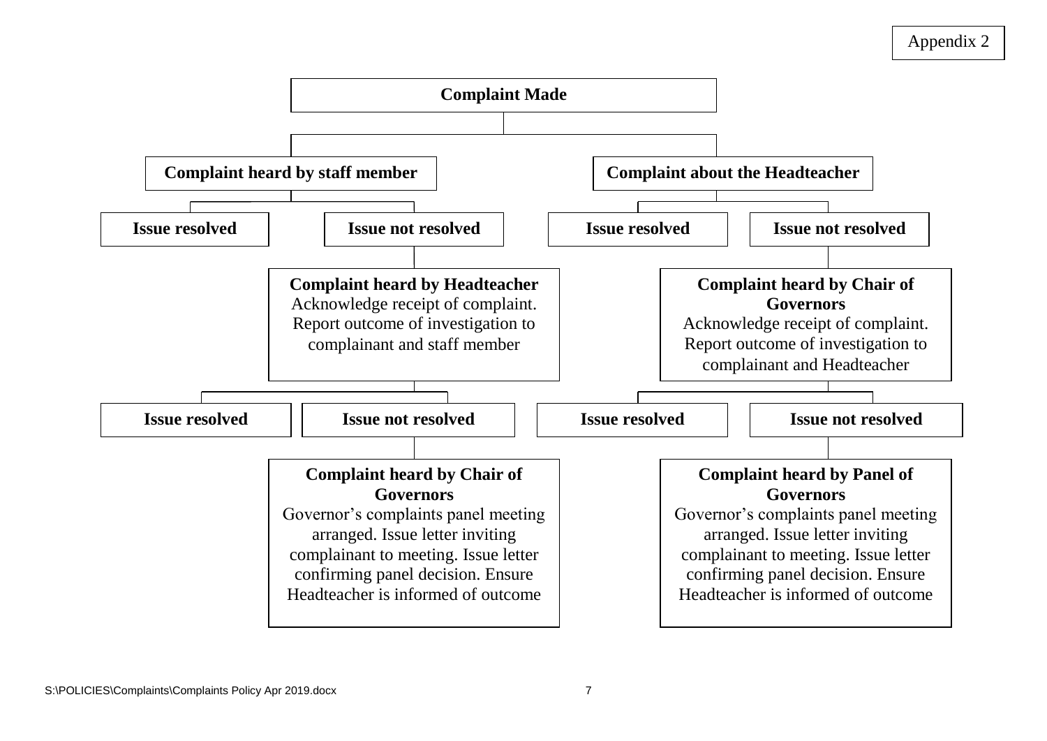Appendix 2

**Complaint Made**

**Complaint heard by staff member**

**Issue resolved**

**Issue not resolved**

**Complaint heard by Headteacher**
Acknowledge receipt of complaint. Report outcome of investigation to complainant and staff member

**Issue resolved**

**Issue not resolved**

**Complaint heard by Chair of Governors**
Governor's complaints panel meeting arranged. Issue letter inviting complainant to meeting. Issue letter confirming panel decision. Ensure Headteacher is informed of outcome

**Complaint about the Headteacher**

**Issue resolved**

**Issue not resolved**

**Complaint heard by Chair of Governors**
Acknowledge receipt of complaint. Report outcome of investigation to complainant and Headteacher

**Issue resolved**

**Issue not resolved**

**Complaint heard by Panel of Governors**
Governor's complaints panel meeting arranged. Issue letter inviting complainant to meeting. Issue letter confirming panel decision. Ensure Headteacher is informed of outcome